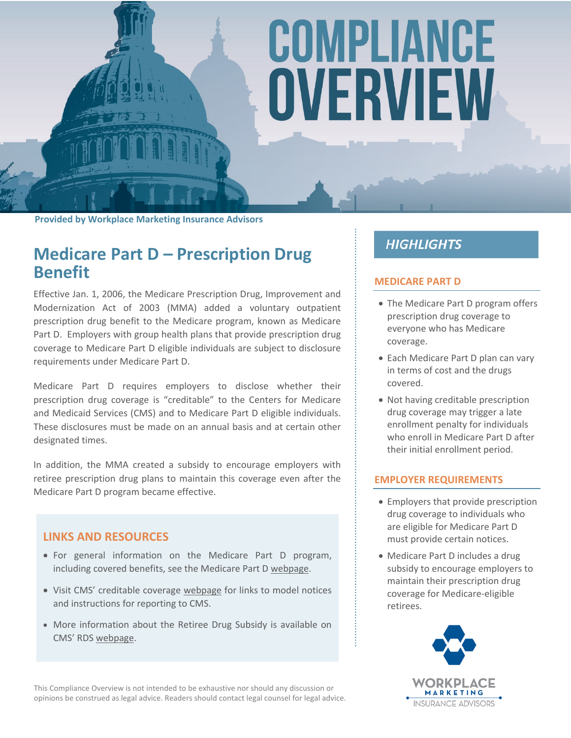# COMPLIANCE OVERVIEW

**Provided by Workplace Marketing Insurance Advisors**

## Medicare Part D – Prescription Drug Benefit

Effective Jan. 1, 2006, the Medicare Prescription Drug, Improvement and Modernization Act of 2003 (MMA) added a voluntary outpatient prescription drug benefit to the Medicare program, known as Medicare Part D. Employers with group health plans that provide prescription drug coverage to Medicare Part D eligible individuals are subject to disclosure requirements under Medicare Part D.

Medicare Part D requires employers to disclose whether their prescription drug coverage is "creditable" to the Centers for Medicare and Medicaid Services (CMS) and to Medicare Part D eligible individuals. These disclosures must be made on an annual basis and at certain other designated times.

In addition, the MMA created a subsidy to encourage employers with retiree prescription drug plans to maintain this coverage even after the Medicare Part D program became effective.

### LINKS AND RESOURCES

- For general information on the Medicare Part D program, including covered benefits, see the Medicare Part D webpage.
- Visit CMS' creditable coverage webpage for links to model notices and instructions for reporting to CMS.
- More information about the Retiree Drug Subsidy is available on CMS' RDS webpage.

## HIGHLIGHTS

### MEDICARE PART D

- The Medicare Part D program offers prescription drug coverage to everyone who has Medicare coverage.
- Each Medicare Part D plan can vary in terms of cost and the drugs covered.
- Not having creditable prescription drug coverage may trigger a late enrollment penalty for individuals who enroll in Medicare Part D after their initial enrollment period.

### EMPLOYER REQUIREMENTS

- Employers that provide prescription drug coverage to individuals who are eligible for Medicare Part D must provide certain notices.
- Medicare Part D includes a drug subsidy to encourage employers to maintain their prescription drug coverage for Medicare-eligible retirees.

WORKPLACE MARKETING INSURANCE ADVISORS

This Compliance Overview is not intended to be exhaustive nor should any discussion or opinions be construed as legal advice. Readers should contact legal counsel for legal advice.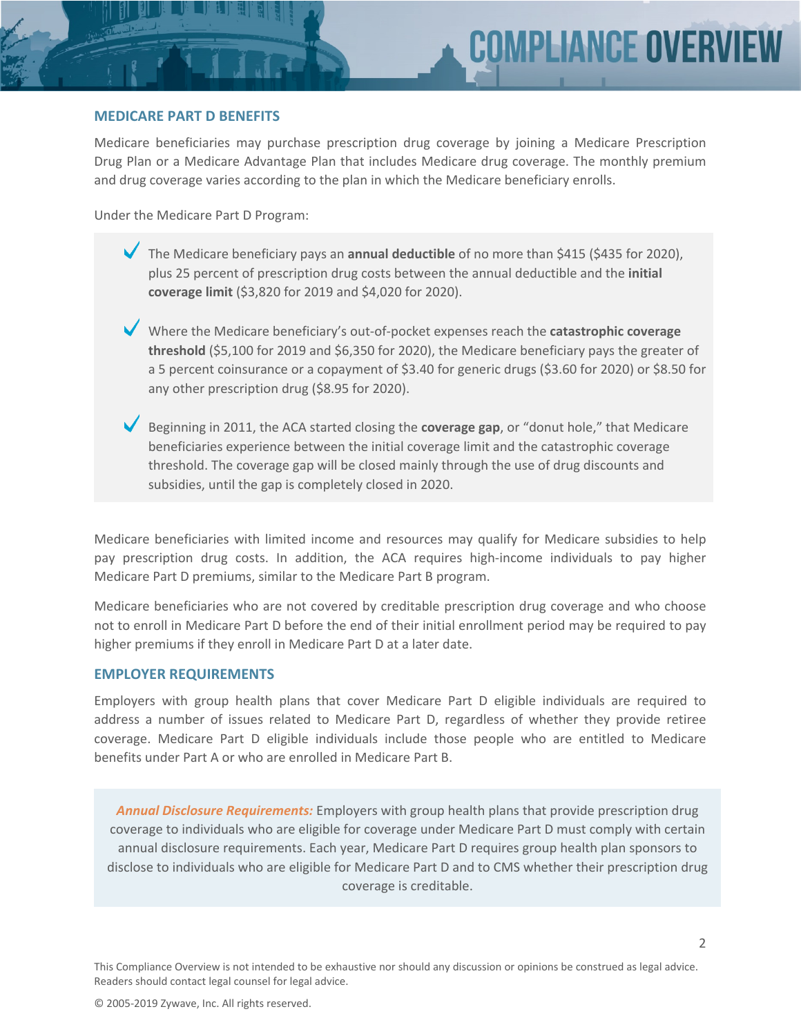## MEDICARE PART D BENEFITS

Medicare beneficiaries may purchase prescription drug coverage by joining a Medicare Prescription Drug Plan or a Medicare Advantage Plan that includes Medicare drug coverage. The monthly premium and drug coverage varies according to the plan in which the Medicare beneficiary enrolls.

Under the Medicare Part D Program:

- The Medicare beneficiary pays an **annual deductible** of no more than $415 ($435 for 2020), plus 25 percent of prescription drug costs between the annual deductible and the **initial coverage limit** ($3,820 for 2019 and $4,020 for 2020).
- Where the Medicare beneficiary's out-of-pocket expenses reach the **catastrophic coverage threshold** ($5,100 for 2019 and $6,350 for 2020), the Medicare beneficiary pays the greater of a 5 percent coinsurance or a copayment of $3.40 for generic drugs ($3.60 for 2020) or $8.50 for any other prescription drug ($8.95 for 2020).
- Beginning in 2011, the ACA started closing the **coverage gap**, or "donut hole," that Medicare beneficiaries experience between the initial coverage limit and the catastrophic coverage threshold. The coverage gap will be closed mainly through the use of drug discounts and subsidies, until the gap is completely closed in 2020.

Medicare beneficiaries with limited income and resources may qualify for Medicare subsidies to help pay prescription drug costs. In addition, the ACA requires high-income individuals to pay higher Medicare Part D premiums, similar to the Medicare Part B program.

Medicare beneficiaries who are not covered by creditable prescription drug coverage and who choose not to enroll in Medicare Part D before the end of their initial enrollment period may be required to pay higher premiums if they enroll in Medicare Part D at a later date.

## EMPLOYER REQUIREMENTS

Employers with group health plans that cover Medicare Part D eligible individuals are required to address a number of issues related to Medicare Part D, regardless of whether they provide retiree coverage. Medicare Part D eligible individuals include those people who are entitled to Medicare benefits under Part A or who are enrolled in Medicare Part B.

***Annual Disclosure Requirements:*** Employers with group health plans that provide prescription drug coverage to individuals who are eligible for coverage under Medicare Part D must comply with certain annual disclosure requirements. Each year, Medicare Part D requires group health plan sponsors to disclose to individuals who are eligible for Medicare Part D and to CMS whether their prescription drug coverage is creditable.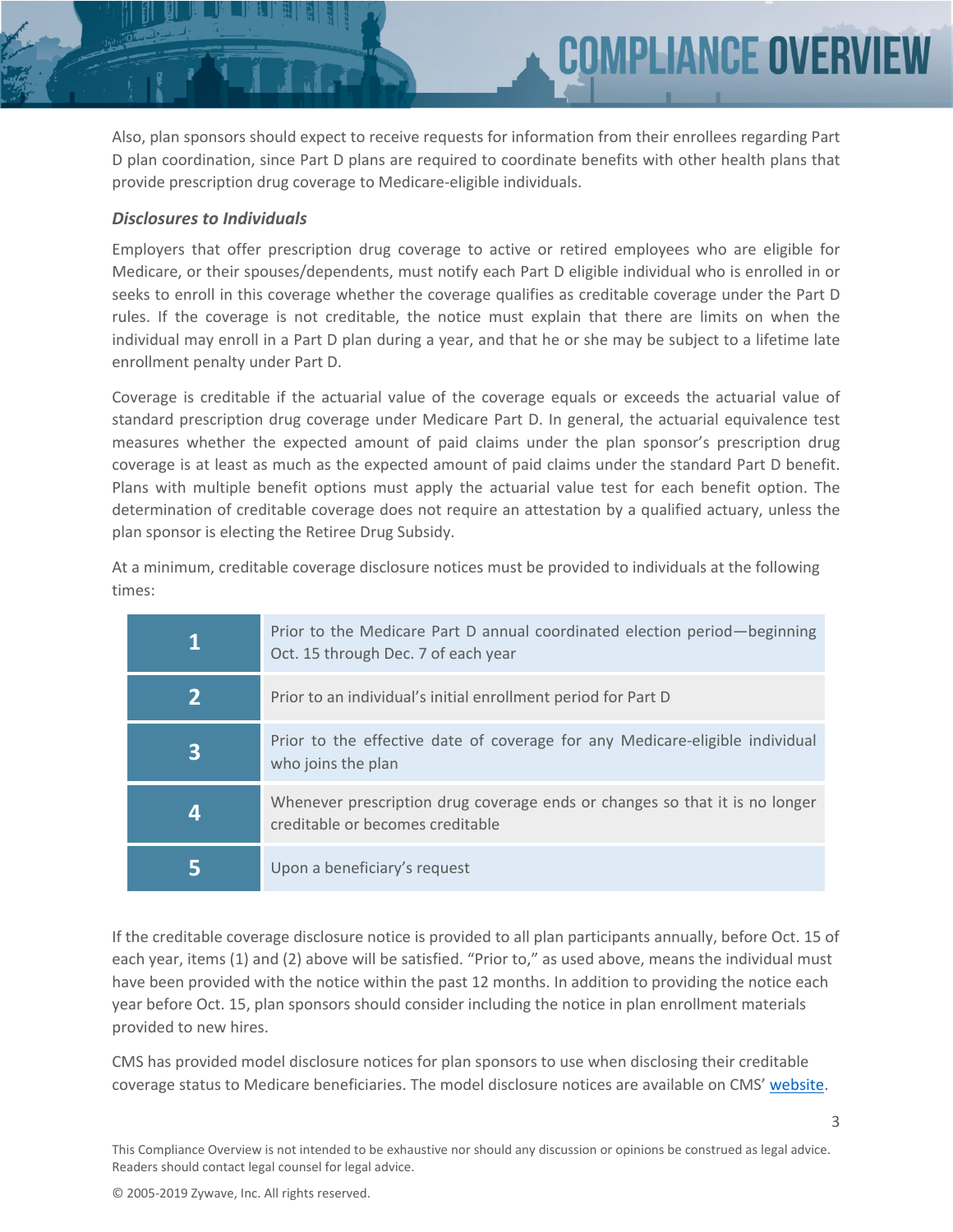Also, plan sponsors should expect to receive requests for information from their enrollees regarding Part D plan coordination, since Part D plans are required to coordinate benefits with other health plans that provide prescription drug coverage to Medicare-eligible individuals.

### *Disclosures to Individuals*

Employers that offer prescription drug coverage to active or retired employees who are eligible for Medicare, or their spouses/dependents, must notify each Part D eligible individual who is enrolled in or seeks to enroll in this coverage whether the coverage qualifies as creditable coverage under the Part D rules. If the coverage is not creditable, the notice must explain that there are limits on when the individual may enroll in a Part D plan during a year, and that he or she may be subject to a lifetime late enrollment penalty under Part D.

Coverage is creditable if the actuarial value of the coverage equals or exceeds the actuarial value of standard prescription drug coverage under Medicare Part D. In general, the actuarial equivalence test measures whether the expected amount of paid claims under the plan sponsor's prescription drug coverage is at least as much as the expected amount of paid claims under the standard Part D benefit. Plans with multiple benefit options must apply the actuarial value test for each benefit option. The determination of creditable coverage does not require an attestation by a qualified actuary, unless the plan sponsor is electing the Retiree Drug Subsidy.

At a minimum, creditable coverage disclosure notices must be provided to individuals at the following times:

| | |
|---|---|
| **1** | Prior to the Medicare Part D annual coordinated election period—beginning Oct. 15 through Dec. 7 of each year |
| **2** | Prior to an individual's initial enrollment period for Part D |
| **3** | Prior to the effective date of coverage for any Medicare-eligible individual who joins the plan |
| **4** | Whenever prescription drug coverage ends or changes so that it is no longer creditable or becomes creditable |
| **5** | Upon a beneficiary's request |

If the creditable coverage disclosure notice is provided to all plan participants annually, before Oct. 15 of each year, items (1) and (2) above will be satisfied. "Prior to," as used above, means the individual must have been provided with the notice within the past 12 months. In addition to providing the notice each year before Oct. 15, plan sponsors should consider including the notice in plan enrollment materials provided to new hires.

CMS has provided model disclosure notices for plan sponsors to use when disclosing their creditable coverage status to Medicare beneficiaries. The model disclosure notices are available on CMS' website.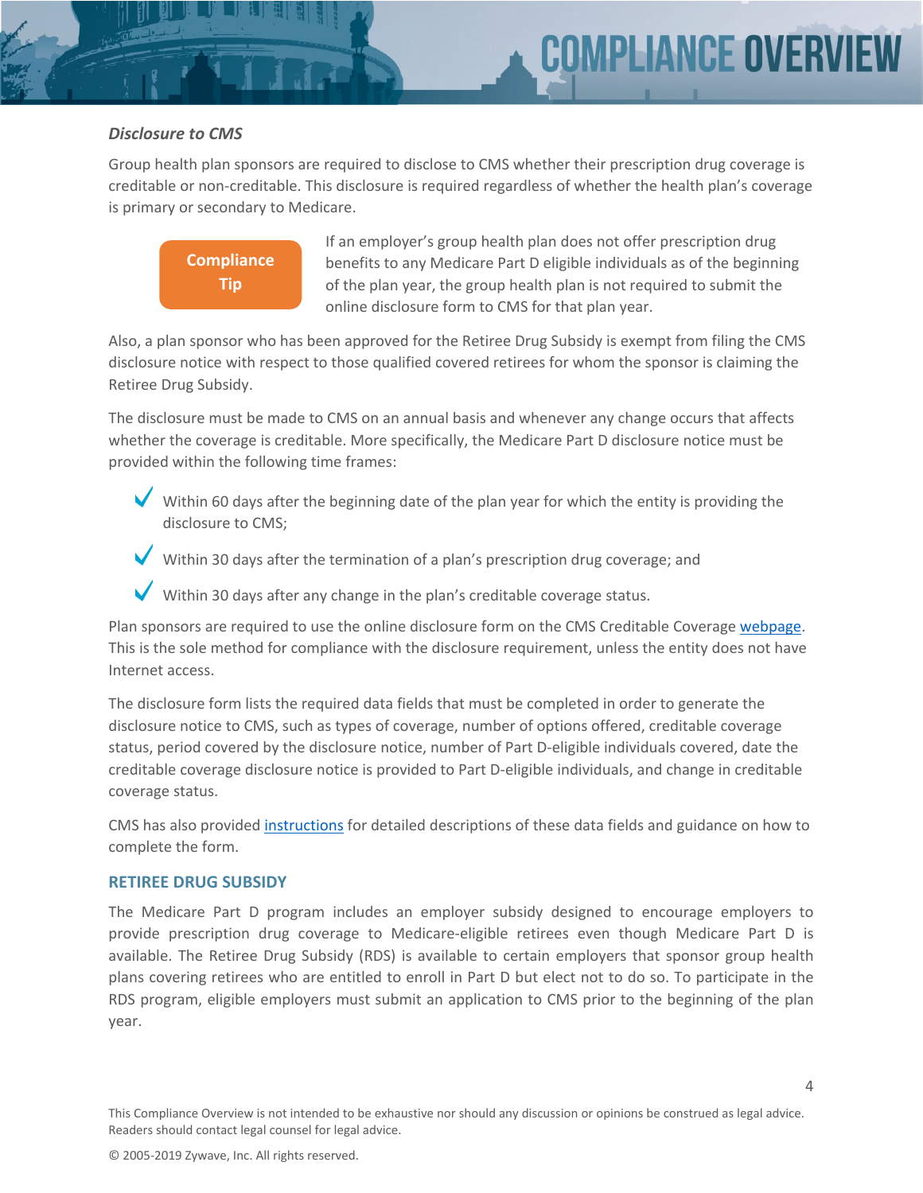### *Disclosure to CMS*

Group health plan sponsors are required to disclose to CMS whether their prescription drug coverage is creditable or non-creditable. This disclosure is required regardless of whether the health plan's coverage is primary or secondary to Medicare.

**Compliance Tip**

If an employer's group health plan does not offer prescription drug benefits to any Medicare Part D eligible individuals as of the beginning of the plan year, the group health plan is not required to submit the online disclosure form to CMS for that plan year.

Also, a plan sponsor who has been approved for the Retiree Drug Subsidy is exempt from filing the CMS disclosure notice with respect to those qualified covered retirees for whom the sponsor is claiming the Retiree Drug Subsidy.

The disclosure must be made to CMS on an annual basis and whenever any change occurs that affects whether the coverage is creditable. More specifically, the Medicare Part D disclosure notice must be provided within the following time frames:

- Within 60 days after the beginning date of the plan year for which the entity is providing the disclosure to CMS;
- Within 30 days after the termination of a plan's prescription drug coverage; and
- Within 30 days after any change in the plan's creditable coverage status.

Plan sponsors are required to use the online disclosure form on the CMS Creditable Coverage webpage. This is the sole method for compliance with the disclosure requirement, unless the entity does not have Internet access.

The disclosure form lists the required data fields that must be completed in order to generate the disclosure notice to CMS, such as types of coverage, number of options offered, creditable coverage status, period covered by the disclosure notice, number of Part D-eligible individuals covered, date the creditable coverage disclosure notice is provided to Part D-eligible individuals, and change in creditable coverage status.

CMS has also provided instructions for detailed descriptions of these data fields and guidance on how to complete the form.

## RETIREE DRUG SUBSIDY

The Medicare Part D program includes an employer subsidy designed to encourage employers to provide prescription drug coverage to Medicare-eligible retirees even though Medicare Part D is available. The Retiree Drug Subsidy (RDS) is available to certain employers that sponsor group health plans covering retirees who are entitled to enroll in Part D but elect not to do so. To participate in the RDS program, eligible employers must submit an application to CMS prior to the beginning of the plan year.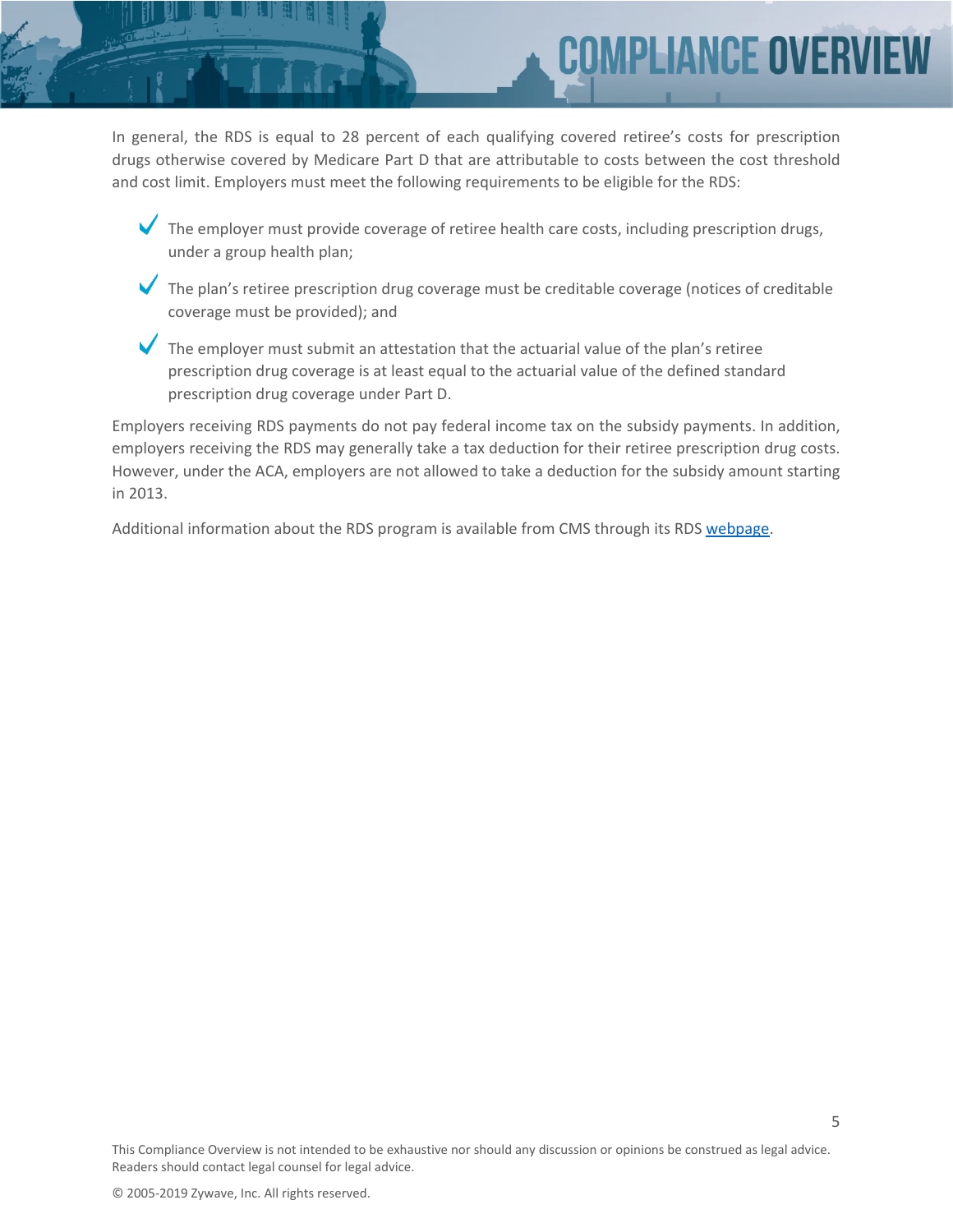In general, the RDS is equal to 28 percent of each qualifying covered retiree's costs for prescription drugs otherwise covered by Medicare Part D that are attributable to costs between the cost threshold and cost limit. Employers must meet the following requirements to be eligible for the RDS:

- The employer must provide coverage of retiree health care costs, including prescription drugs, under a group health plan;
- The plan's retiree prescription drug coverage must be creditable coverage (notices of creditable coverage must be provided); and
- The employer must submit an attestation that the actuarial value of the plan's retiree prescription drug coverage is at least equal to the actuarial value of the defined standard prescription drug coverage under Part D.

Employers receiving RDS payments do not pay federal income tax on the subsidy payments. In addition, employers receiving the RDS may generally take a tax deduction for their retiree prescription drug costs. However, under the ACA, employers are not allowed to take a deduction for the subsidy amount starting in 2013.

Additional information about the RDS program is available from CMS through its RDS webpage.

This Compliance Overview is not intended to be exhaustive nor should any discussion or opinions be construed as legal advice. Readers should contact legal counsel for legal advice.

© 2005-2019 Zywave, Inc. All rights reserved.